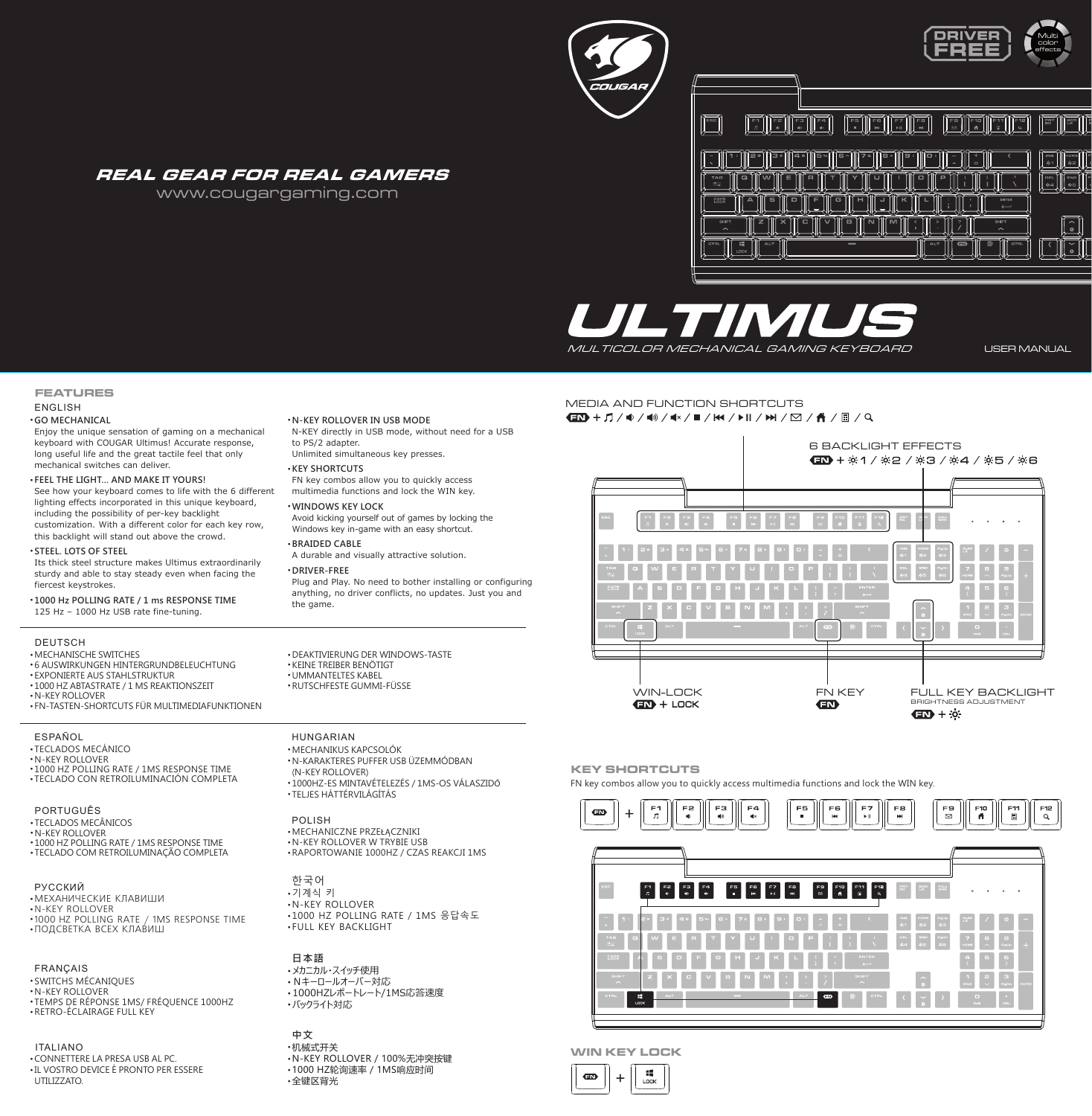# REAL GEAR FOR REAL GAMERS

www.cougargaming.com

DRIVER FREE

Multi color effects

# ULTIMUS

MULTICOLOR MECHANICAL GAMING KEYBOARD

USER MANUAL

## FEATURES

### ENGLISH

- **GO MECHANICAL**
  Enjoy the unique sensation of gaming on a mechanical keyboard with COUGAR Ultimus! Accurate response, long useful life and the great tactile feel that only mechanical switches can deliver.
- **FEEL THE LIGHT... AND MAKE IT YOURS!**
  See how your keyboard comes to life with the 6 different lighting effects incorporated in this unique keyboard, including the possibility of per-key backlight customization. With a different color for each key row, this backlight will stand out above the crowd.
- **STEEL. LOTS OF STEEL**
  Its thick steel structure makes Ultimus extraordinarily sturdy and able to stay steady even when facing the fiercest keystrokes.
- **1000 Hz POLLING RATE / 1 ms RESPONSE TIME**
  125 Hz – 1000 Hz USB rate fine-tuning.
- **N-KEY ROLLOVER IN USB MODE**
  N-KEY directly in USB mode, without need for a USB to PS/2 adapter.
  Unlimited simultaneous key presses.
- **KEY SHORTCUTS**
  FN key combos allow you to quickly access multimedia functions and lock the WIN key.
- **WINDOWS KEY LOCK**
  Avoid kicking yourself out of games by locking the Windows key in-game with an easy shortcut.
- **BRAIDED CABLE**
  A durable and visually attractive solution.
- **DRIVER-FREE**
  Plug and Play. No need to bother installing or configuring anything, no driver conflicts, no updates. Just you and the game.

### DEUTSCH

- MECHANISCHE SWITCHES
- 6 AUSWIRKUNGEN HINTERGRUNDBELEUCHTUNG
- EXPONIERTE AUS STAHLSTRUKTUR
- 1000 HZ ABTASTRATE / 1 MS REAKTIONSZEIT
- N-KEY ROLLOVER
- FN-TASTEN-SHORTCUTS FÜR MULTIMEDIAFUNKTIONEN
- DEAKTIVIERUNG DER WINDOWS-TASTE
- KEINE TREIBER BENÖTIGT
- UMMANTELTES KABEL
- RUTSCHFESTE GUMMI-FÜSSE

### ESPAÑOL

- TECLADOS MECÁNICO
- N-KEY ROLLOVER
- 1000 HZ POLLING RATE / 1MS RESPONSE TIME
- TECLADO CON RETROILUMINACIÓN COMPLETA

### PORTUGUÊS

- TECLADOS MECÂNICOS
- N-KEY ROLLOVER
- 1000 HZ POLLING RATE / 1MS RESPONSE TIME
- TECLADO COM RETROILUMINAÇÃO COMPLETA

### РУССКИЙ

- МЕХАНИЧЕСКИЕ КЛАВИШИ
- N-KEY ROLLOVER
- 1000 HZ POLLING RATE / 1MS RESPONSE TIME
- ПОДСВЕТКА ВСЕХ КЛАВИШ

### FRANÇAIS

- SWITCHS MÉCANIQUES
- N-KEY ROLLOVER
- TEMPS DE RÉPONSE 1MS/ FRÉQUENCE 1000HZ
- RETRO-ÉCLAIRAGE FULL KEY

### ITALIANO

- CONNETTERE LA PRESA USB AL PC.
- IL VOSTRO DEVICE È PRONTO PER ESSERE UTILIZZATO.

### HUNGARIAN

- MECHANIKUS KAPCSOLÓK
- N-KARAKTERES PUFFER USB ÜZEMMÓDBAN (N-KEY ROLLOVER)
- 1000HZ-ES MINTAVÉTELEZÉS / 1MS-OS VÁLASZIDŐ
- TELJES HÁTTÉRVILÁGÍTÁS

### POLISH

- MECHANICZNE PRZEŁĄCZNIKI
- N-KEY ROLLOVER W TRYBIE USB
- RAPORTOWANIE 1000HZ / CZAS REAKCJI 1MS

### 한국어

- 기계식 키
- N-KEY ROLLOVER
- 1000 HZ POLLING RATE / 1MS 응답속도
- FULL KEY BACKLIGHT

### 日本語

- メカニカル・スイッチ使用
- Ｎキーロールオーバー対応
- 1000HZレポートレート/1MS応答速度
- バックライト対応

### 中文

- 机械式开关
- N-KEY ROLLOVER / 100%无冲突按键
- 1000 HZ轮询速率 / 1MS响应时间
- 全键区背光

## MEDIA AND FUNCTION SHORTCUTS

FN + ♫ / 🔉 / 🔊 / 🔇 / ■ / ⏮ / ⏯ / ⏭ / ✉ / 🏠 / 🖩 / 🔍

6 BACKLIGHT EFFECTS

FN + ☼1 / ☼2 / ☼3 / ☼4 / ☼5 / ☼6

WIN-LOCK

FN + LOCK

FN KEY

FN

FULL KEY BACKLIGHT

BRIGHTNESS ADJUSTMENT

FN + ☼

## KEY SHORTCUTS

FN key combos allow you to quickly access multimedia functions and lock the WIN key.

FN + F1 / F2 / F3 / F4 / F5 / F6 / F7 / F8 / F9 / F10 / F11 / F12

## WIN KEY LOCK

FN + LOCK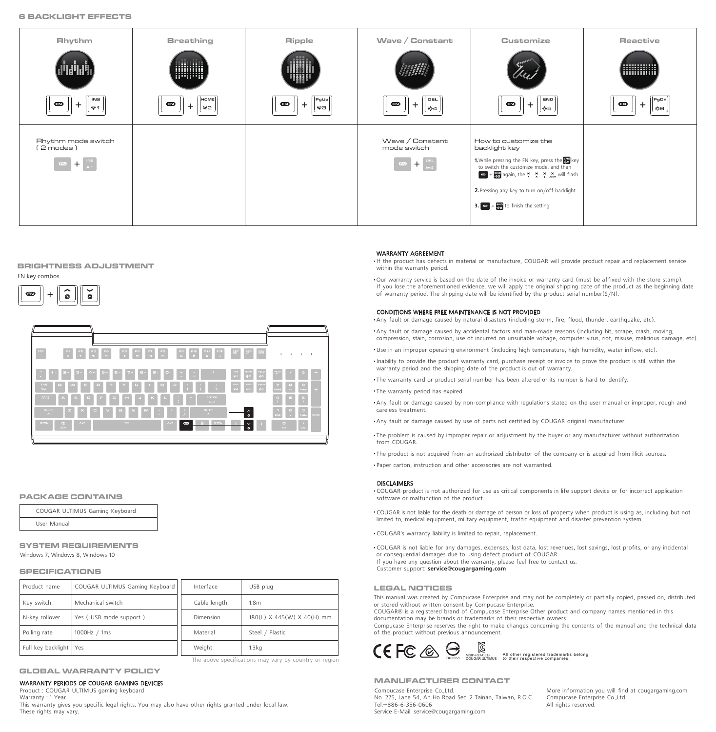## 6 BACKLIGHT EFFECTS

| Rhythm | Breathing | Ripple | Wave / Constant | Customize | Reactive |
|---|---|---|---|---|---|
| FN + INS ☼1 | FN + HOME ☼2 | FN + PgUp ☼3 | FN + DEL ☼4 | FN + END ☼5 | FN + PgDn ☼6 |
| Rhythm mode switch ( 2 modes ) FN + INS ☼1 | | | Wave / Constant mode switch FN + DEL ☼4 | How to customize the backlight key<br>**1.** While pressing the FN key, press the END ☼5 key to switch the customize mode, and than FN + END ☼5 again, the LOCK will flash.<br>**2.** Pressing any key to turn on/off backlight<br>**3.** FN + END ☼5 to finish the setting. | |

## BRIGHTNESS ADJUSTMENT

FN key combos

FN + ⌃ / ⌄

## PACKAGE CONTAINS

| |
|---|
| COUGAR ULTIMUS Gaming Keyboard |
| User Manual |

## SYSTEM REQUIREMENTS

Windows 7, Windows 8, Windows 10

## SPECIFICATIONS

| | | | |
|---|---|---|---|
| Product name | COUGAR ULTIMUS Gaming Keyboard | Interface | USB plug |
| Key switch | Mechanical switch | Cable length | 1.8m |
| N-key rollover | Yes ( USB mode support ) | Dimension | 180(L) X 445(W) X 40(H) mm |
| Polling rate | 1000Hz / 1ms | Material | Steel / Plastic |
| Full key backlight | Yes | Weight | 1.3kg |

The above specifications may vary by country or region

## GLOBAL WARRANTY POLICY

### WARRANTY PERIODS OF COUGAR GAMING DEVICES

Product : COUGAR ULTIMUS gaming keyboard
Warranty : 1 Year
This warranty gives you specific legal rights. You may also have other rights granted under local law. These rights may vary.

### WARRANTY AGREEMENT

- If the product has defects in material or manufacture, COUGAR will provide product repair and replacement service within the warranty period.
- Our warranty service is based on the date of the invoice or warranty card (must be affixed with the store stamp). If you lose the aforementioned evidence, we will apply the original shipping date of the product as the beginning date of warranty period. The shipping date will be identified by the product serial number(S/N).

### CONDITIONS WHERE FREE MAINTENANCE IS NOT PROVIDED

- Any fault or damage caused by natural disasters (including storm, fire, flood, thunder, earthquake, etc).
- Any fault or damage caused by accidental factors and man-made reasons (including hit, scrape, crash, moving, compression, stain, corrosion, use of incurred on unsuitable voltage, computer virus, riot, misuse, malicious damage, etc).
- Use in an improper operating environment (including high temperature, high humidity, water inflow, etc).
- Inability to provide the product warranty card, purchase receipt or invoice to prove the product is still within the warranty period and the shipping date of the product is out of warranty.
- The warranty card or product serial number has been altered or its number is hard to identify.
- The warranty period has expired.
- Any fault or damage caused by non-compliance with regulations stated on the user manual or improper, rough and careless treatment.
- Any fault or damage caused by use of parts not certified by COUGAR original manufacturer.
- The problem is caused by improper repair or adjustment by the buyer or any manufacturer without authorization from COUGAR.
- The product is not acquired from an authorized distributor of the company or is acquired from illicit sources.
- Paper carton, instruction and other accessories are not warranted.

### DISCLAIMERS

- COUGAR product is not authorized for use as critical components in life support device or for incorrect application software or malfunction of the product.
- COUGAR is not liable for the death or damage of person or loss of property when product is using as, including but not limited to, medical equipment, military equipment, traffic equipment and disaster prevention system.
- COUGAR's warranty liability is limited to repair, replacement.
- COUGAR is not liable for any damages, expenses, lost data, lost revenues, lost savings, lost profits, or any incidental or consequential damages due to using defect product of COUGAR.
  If you have any question about the warranty, please feel free to contact us.
  Customer support: **service@cougargaming.com**

## LEGAL NOTICES

This manual was created by Compucase Enterprise and may not be completely or partially copied, passed on, distributed or stored without written consent by Compucase Enterprise.
COUGAR® is a registered brand of Compucase Enterprise Other product and company names mentioned in this documentation may be brands or trademarks of their respective owners.
Compucase Enterprise reserves the right to make changes concerning the contents of the manual and the technical data of the product without previous announcement.

D63088 MSIP-REI-CEE-COUGAR ULTIMUS All other registered trademarks belong to their respective companies.

## MANUFACTURER CONTACT

Compucase Enterprise Co.,Ltd.
No. 225, Lane 54, An Ho Road Sec. 2 Tainan, Taiwan, R.O.C
Tel:+886-6-356-0606
Service E-Mail: service@cougargaming.com

More information you will find at cougargaming.com
Compucase Enterprise Co.,Ltd.
All rights reserved.